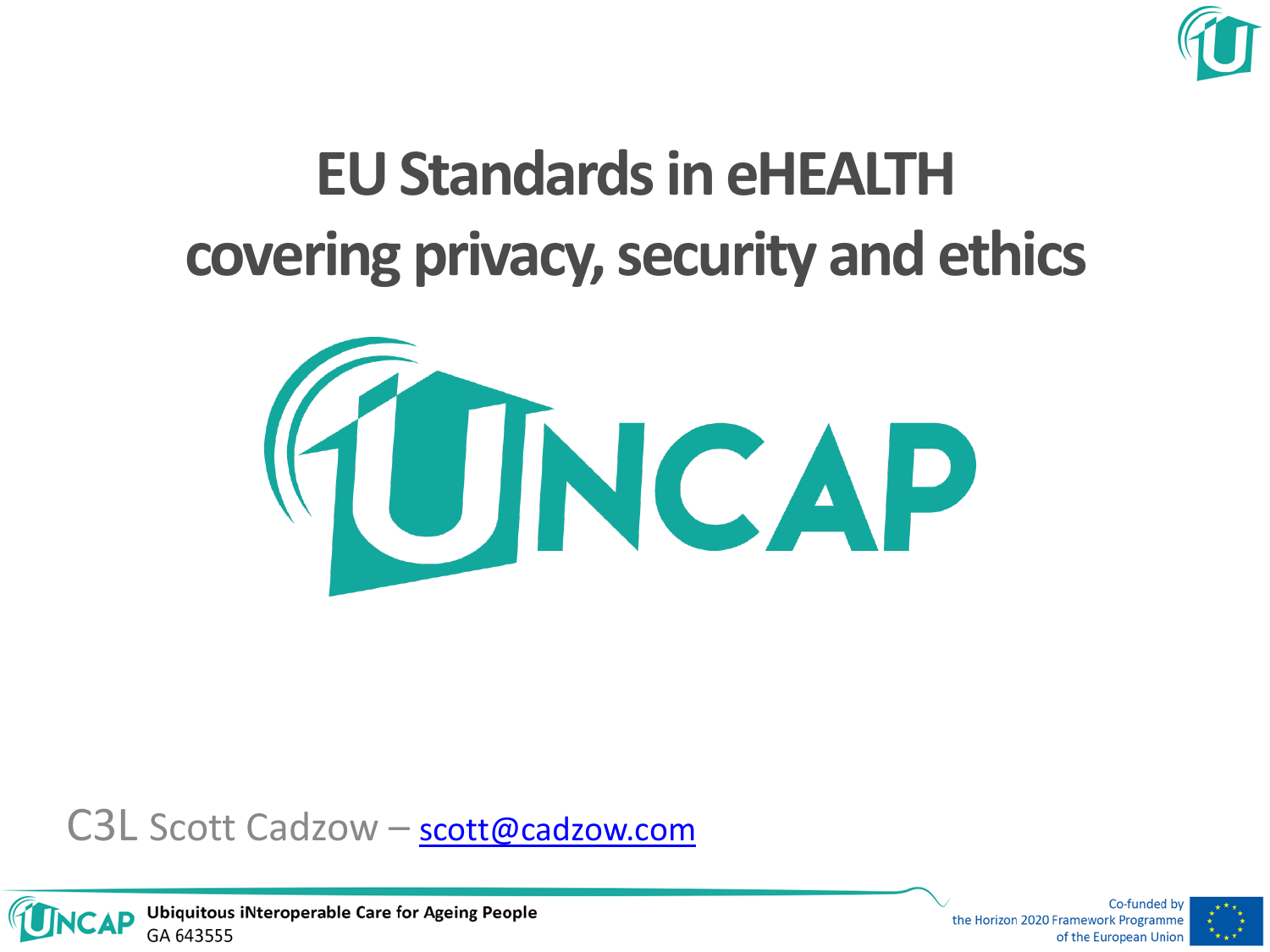# EU Standards in eHEALTH covering privacy, security and ethics

UNCAP

C3L Scott Cadzow – scott@cadzow.com

UNCAP Ubiquitous iNteroperable Care for Ageing People
GA 643555

Co-funded by the Horizon 2020 Framework Programme of the European Union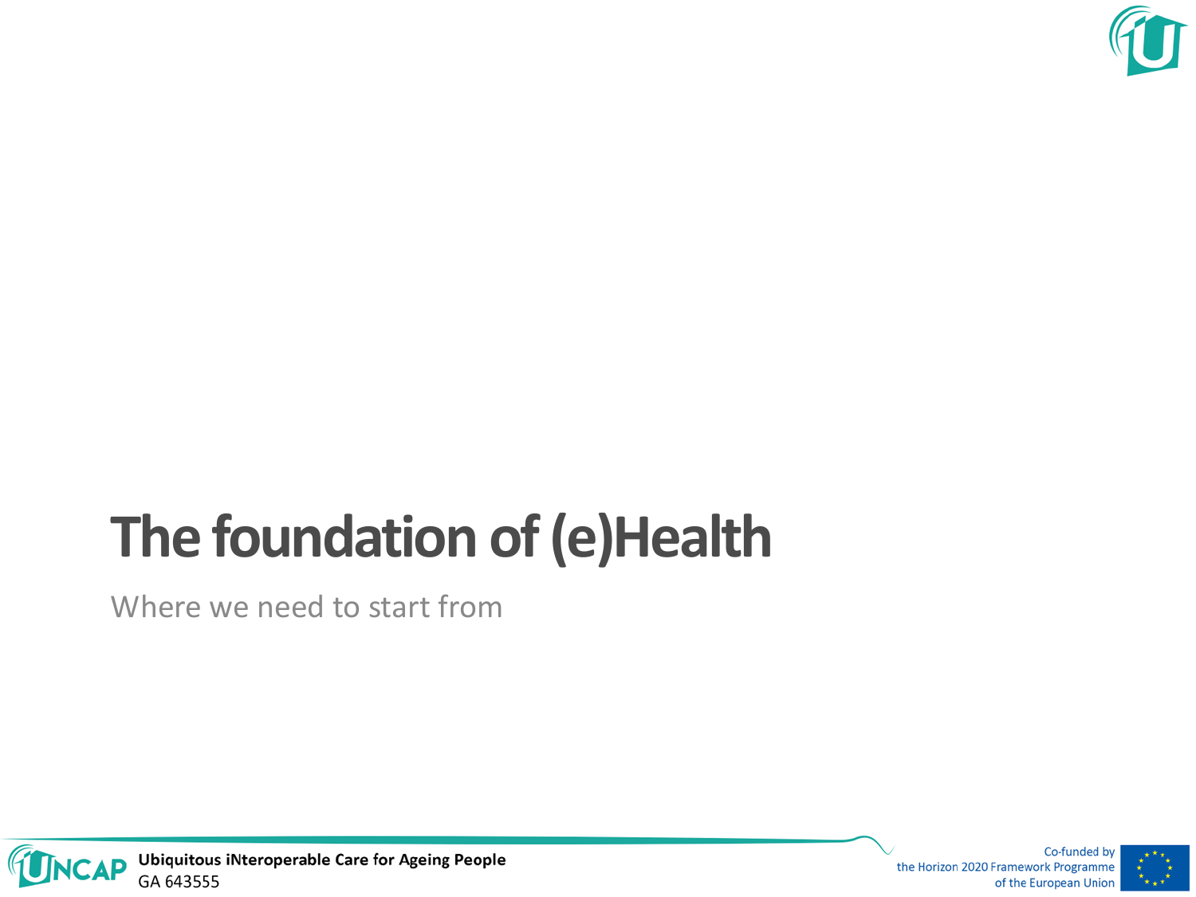# The foundation of (e)Health

Where we need to start from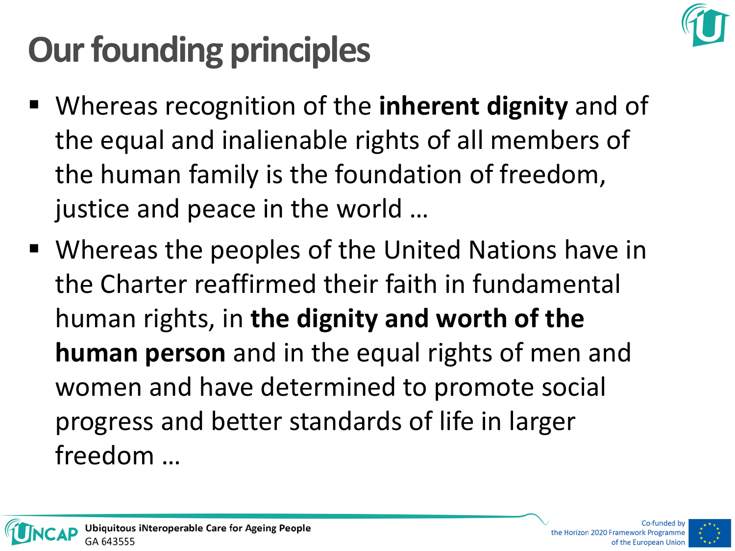# Our founding principles

- Whereas recognition of the **inherent dignity** and of the equal and inalienable rights of all members of the human family is the foundation of freedom, justice and peace in the world …
- Whereas the peoples of the United Nations have in the Charter reaffirmed their faith in fundamental human rights, in **the dignity and worth of the human person** and in the equal rights of men and women and have determined to promote social progress and better standards of life in larger freedom …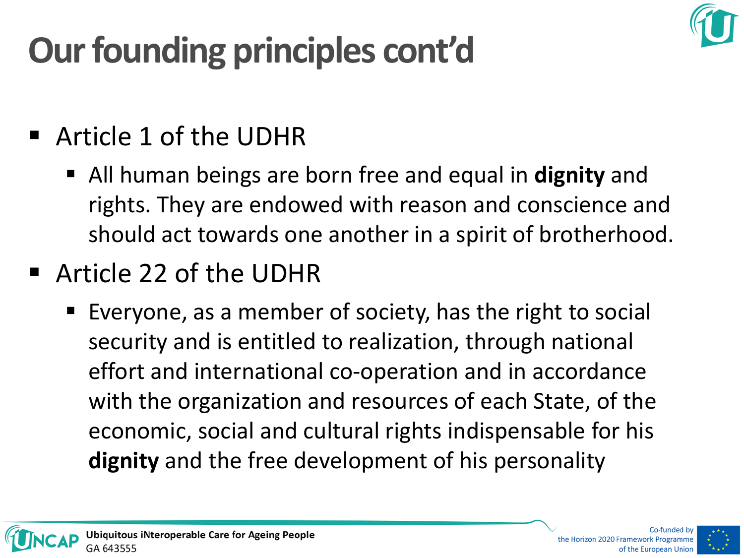# Our founding principles cont'd

- Article 1 of the UDHR
  - All human beings are born free and equal in **dignity** and rights. They are endowed with reason and conscience and should act towards one another in a spirit of brotherhood.
- Article 22 of the UDHR
  - Everyone, as a member of society, has the right to social security and is entitled to realization, through national effort and international co-operation and in accordance with the organization and resources of each State, of the economic, social and cultural rights indispensable for his **dignity** and the free development of his personality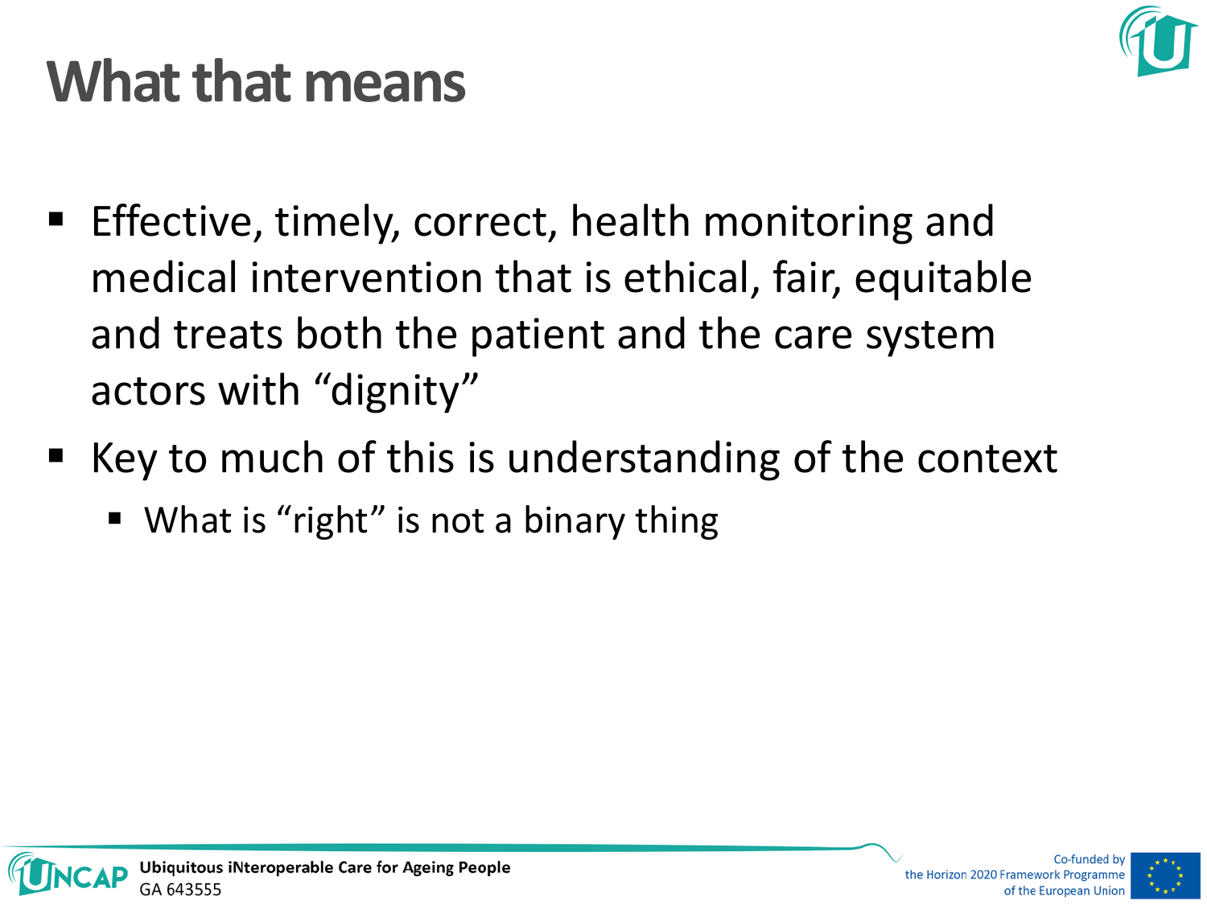# What that means

- Effective, timely, correct, health monitoring and medical intervention that is ethical, fair, equitable and treats both the patient and the care system actors with "dignity"
- Key to much of this is understanding of the context
  - What is "right" is not a binary thing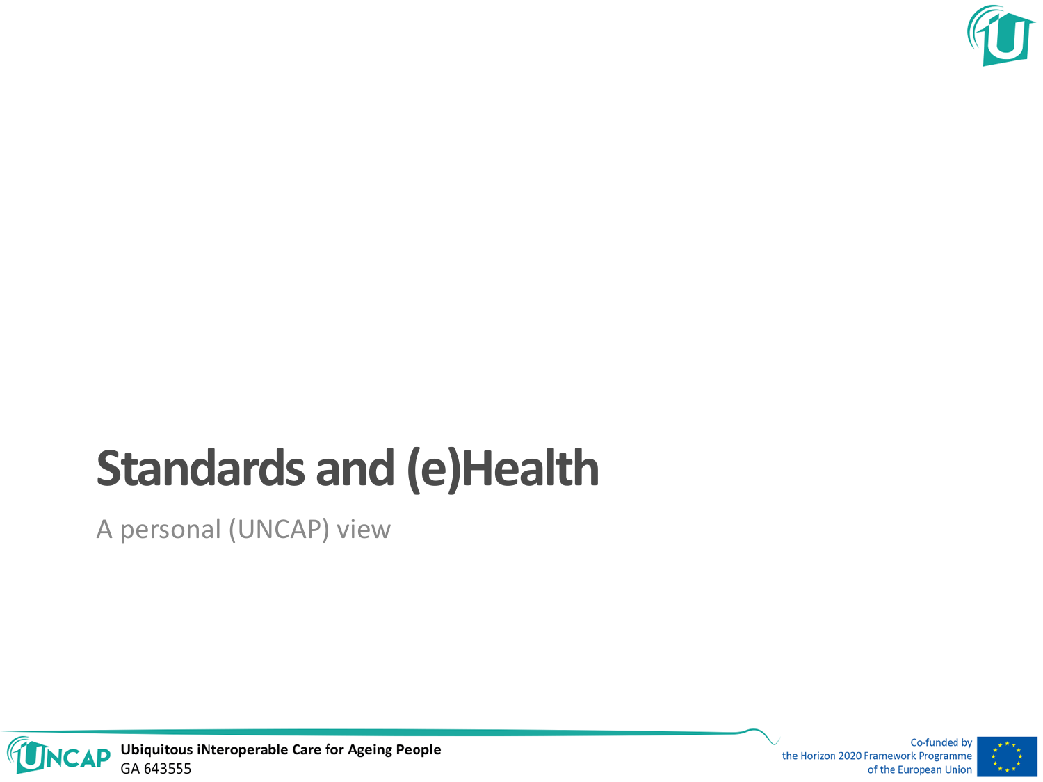# Standards and (e)Health

A personal (UNCAP) view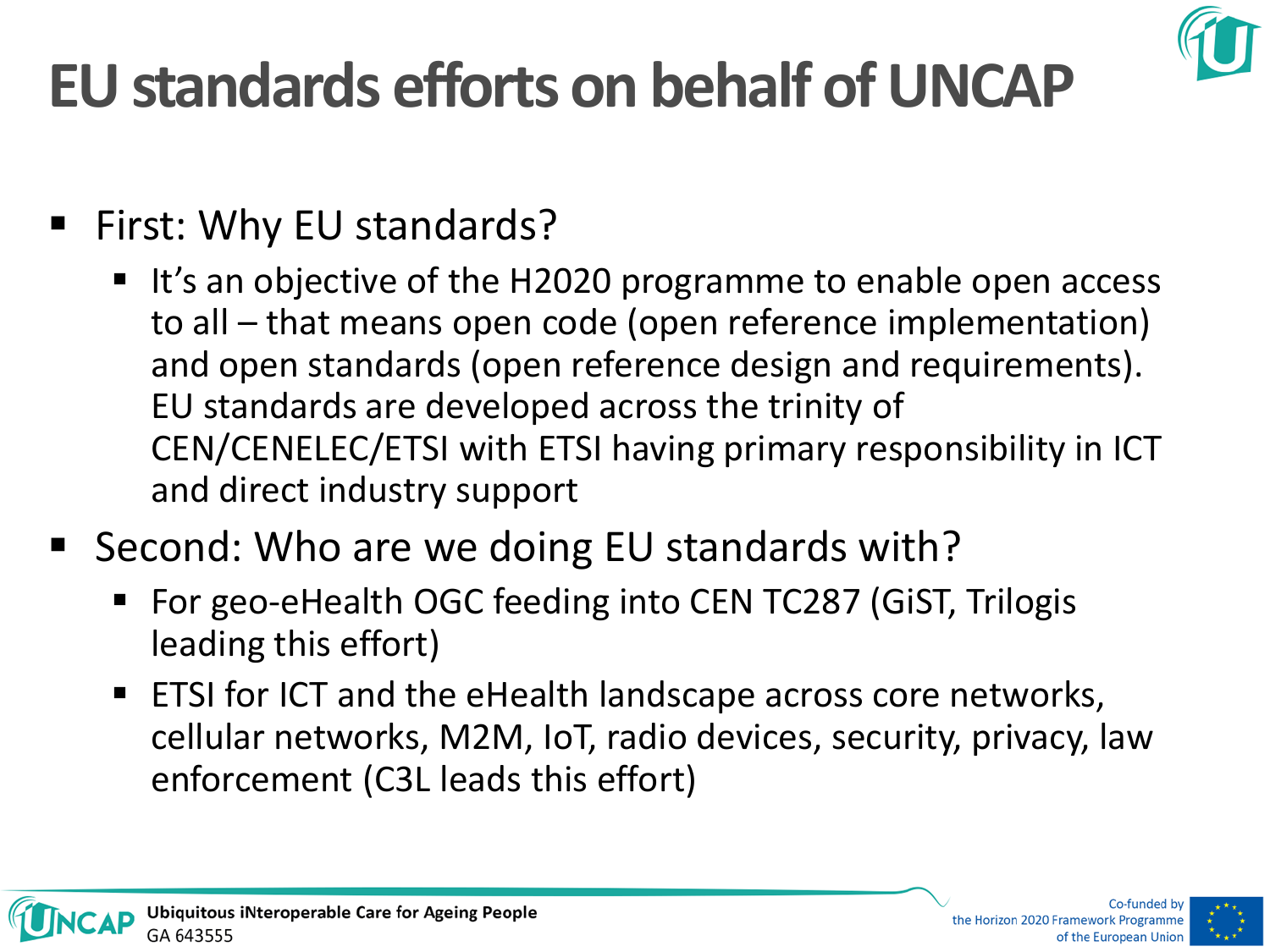# EU standards efforts on behalf of UNCAP

- First: Why EU standards?
  - It’s an objective of the H2020 programme to enable open access to all – that means open code (open reference implementation) and open standards (open reference design and requirements). EU standards are developed across the trinity of CEN/CENELEC/ETSI with ETSI having primary responsibility in ICT and direct industry support
- Second: Who are we doing EU standards with?
  - For geo-eHealth OGC feeding into CEN TC287 (GiST, Trilogis leading this effort)
  - ETSI for ICT and the eHealth landscape across core networks, cellular networks, M2M, IoT, radio devices, security, privacy, law enforcement (C3L leads this effort)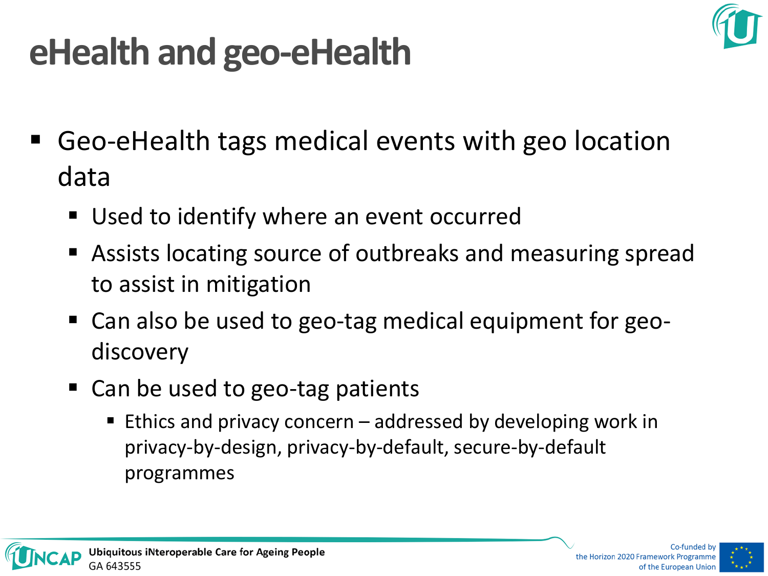# eHealth and geo-eHealth

- Geo-eHealth tags medical events with geo location data
  - Used to identify where an event occurred
  - Assists locating source of outbreaks and measuring spread to assist in mitigation
  - Can also be used to geo-tag medical equipment for geo-discovery
  - Can be used to geo-tag patients
    - Ethics and privacy concern – addressed by developing work in privacy-by-design, privacy-by-default, secure-by-default programmes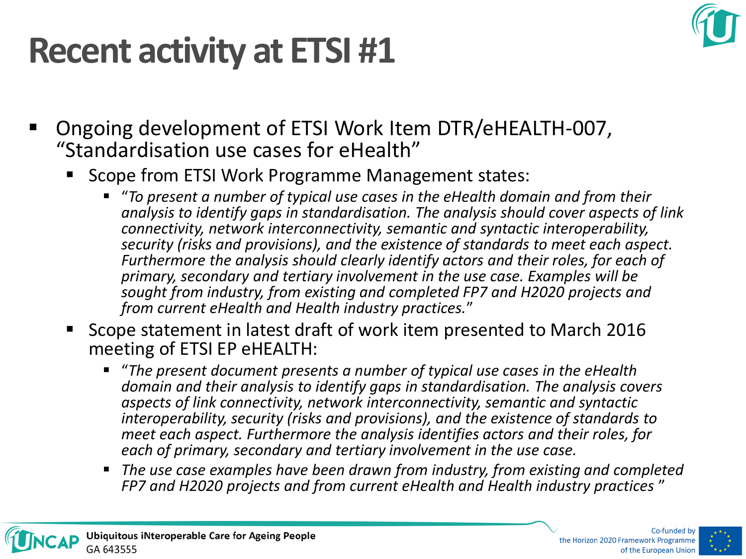# Recent activity at ETSI #1

- Ongoing development of ETSI Work Item DTR/eHEALTH-007, "Standardisation use cases for eHealth"
  - Scope from ETSI Work Programme Management states:
    - *"To present a number of typical use cases in the eHealth domain and from their analysis to identify gaps in standardisation. The analysis should cover aspects of link connectivity, network interconnectivity, semantic and syntactic interoperability, security (risks and provisions), and the existence of standards to meet each aspect. Furthermore the analysis should clearly identify actors and their roles, for each of primary, secondary and tertiary involvement in the use case. Examples will be sought from industry, from existing and completed FP7 and H2020 projects and from current eHealth and Health industry practices."*
  - Scope statement in latest draft of work item presented to March 2016 meeting of ETSI EP eHEALTH:
    - *"The present document presents a number of typical use cases in the eHealth domain and their analysis to identify gaps in standardisation. The analysis covers aspects of link connectivity, network interconnectivity, semantic and syntactic interoperability, security (risks and provisions), and the existence of standards to meet each aspect. Furthermore the analysis identifies actors and their roles, for each of primary, secondary and tertiary involvement in the use case.*
    - *The use case examples have been drawn from industry, from existing and completed FP7 and H2020 projects and from current eHealth and Health industry practices "*

**Ubiquitous iNteroperable Care for Ageing People**
GA 643555

Co-funded by the Horizon 2020 Framework Programme of the European Union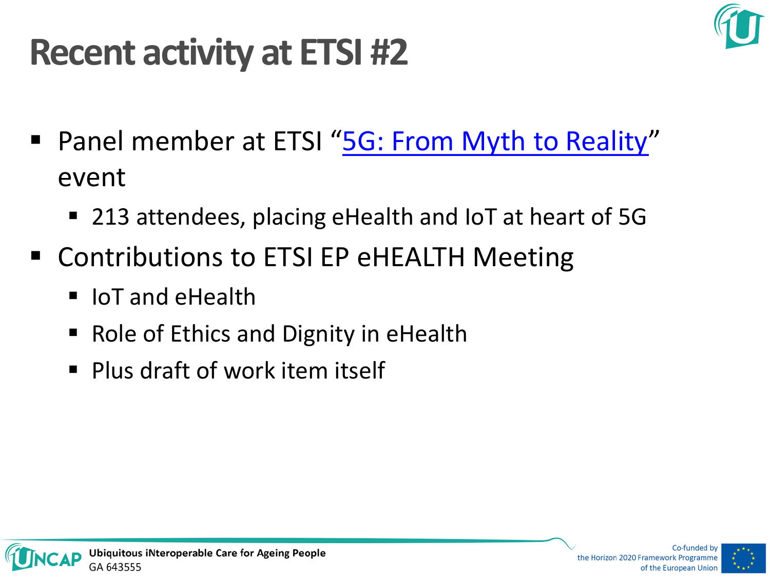# Recent activity at ETSI #2

- Panel member at ETSI "5G: From Myth to Reality" event
  - 213 attendees, placing eHealth and IoT at heart of 5G
- Contributions to ETSI EP eHEALTH Meeting
  - IoT and eHealth
  - Role of Ethics and Dignity in eHealth
  - Plus draft of work item itself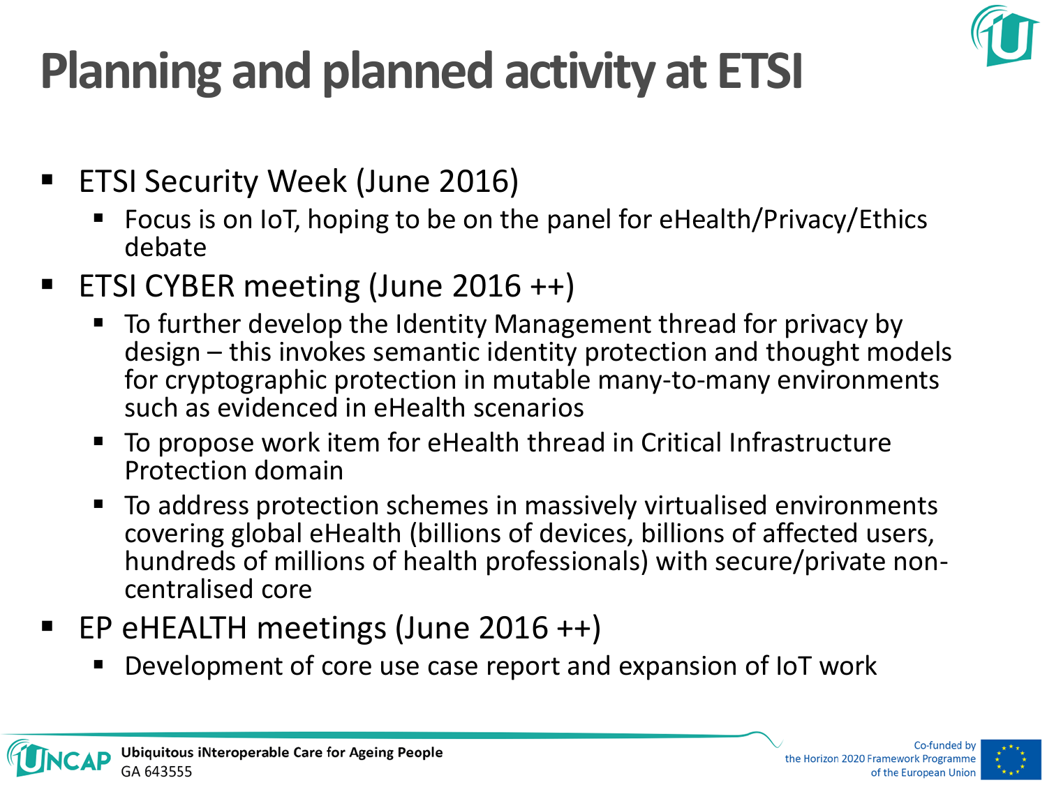# Planning and planned activity at ETSI

- ETSI Security Week (June 2016)
  - Focus is on IoT, hoping to be on the panel for eHealth/Privacy/Ethics debate
- ETSI CYBER meeting (June 2016 ++)
  - To further develop the Identity Management thread for privacy by design – this invokes semantic identity protection and thought models for cryptographic protection in mutable many-to-many environments such as evidenced in eHealth scenarios
  - To propose work item for eHealth thread in Critical Infrastructure Protection domain
  - To address protection schemes in massively virtualised environments covering global eHealth (billions of devices, billions of affected users, hundreds of millions of health professionals) with secure/private non-centralised core
- EP eHEALTH meetings (June 2016 ++)
  - Development of core use case report and expansion of IoT work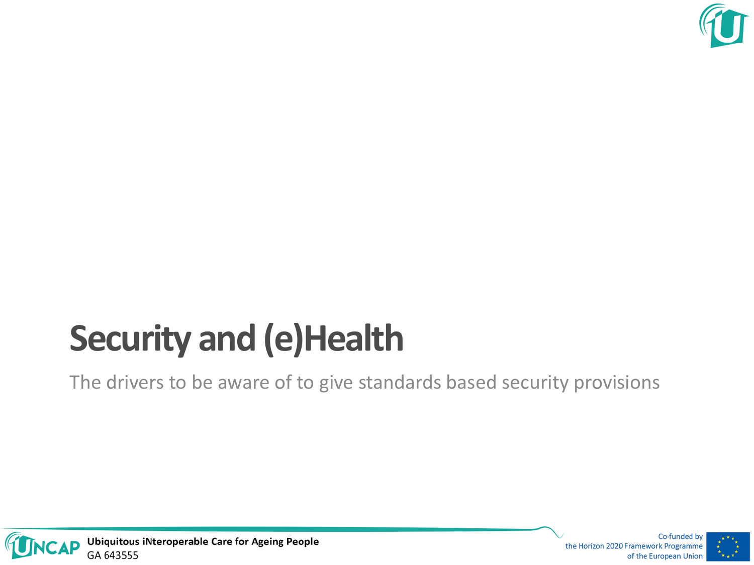# Security and (e)Health

The drivers to be aware of to give standards based security provisions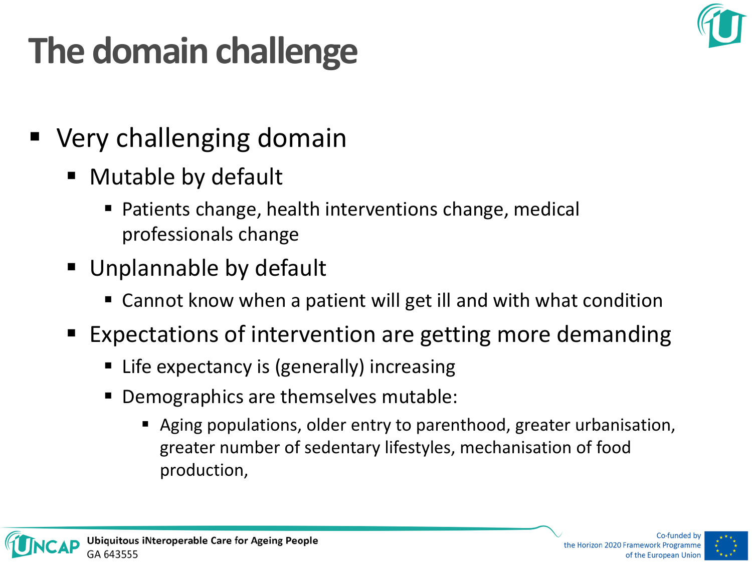# The domain challenge

- Very challenging domain
  - Mutable by default
    - Patients change, health interventions change, medical professionals change
  - Unplannable by default
    - Cannot know when a patient will get ill and with what condition
  - Expectations of intervention are getting more demanding
    - Life expectancy is (generally) increasing
    - Demographics are themselves mutable:
      - Aging populations, older entry to parenthood, greater urbanisation, greater number of sedentary lifestyles, mechanisation of food production,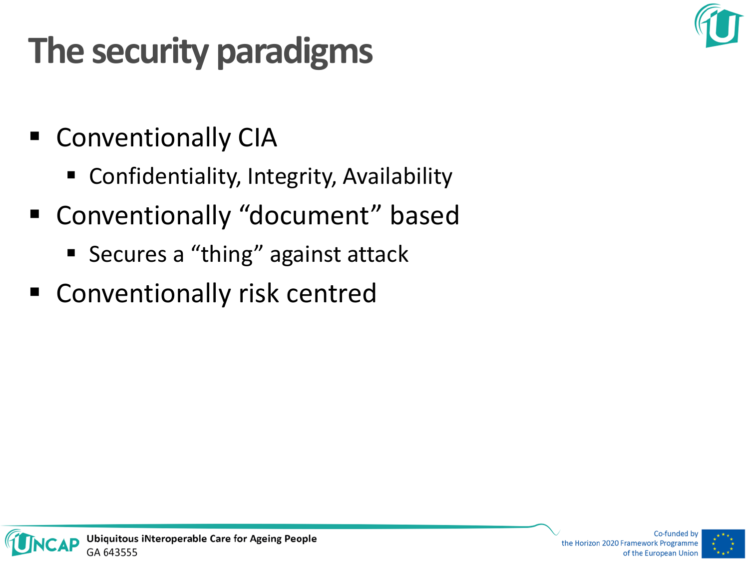# The security paradigms

- Conventionally CIA
  - Confidentiality, Integrity, Availability
- Conventionally "document" based
  - Secures a "thing" against attack
- Conventionally risk centred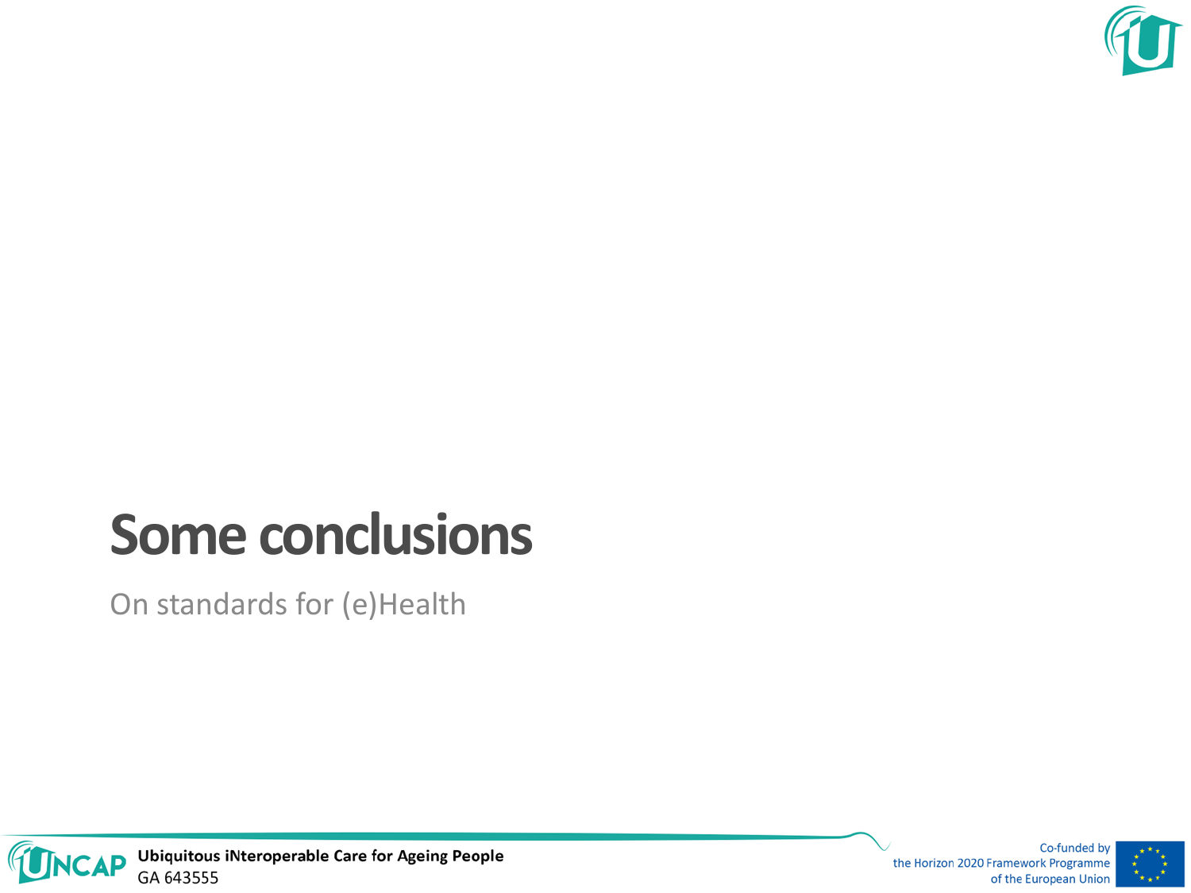# Some conclusions

On standards for (e)Health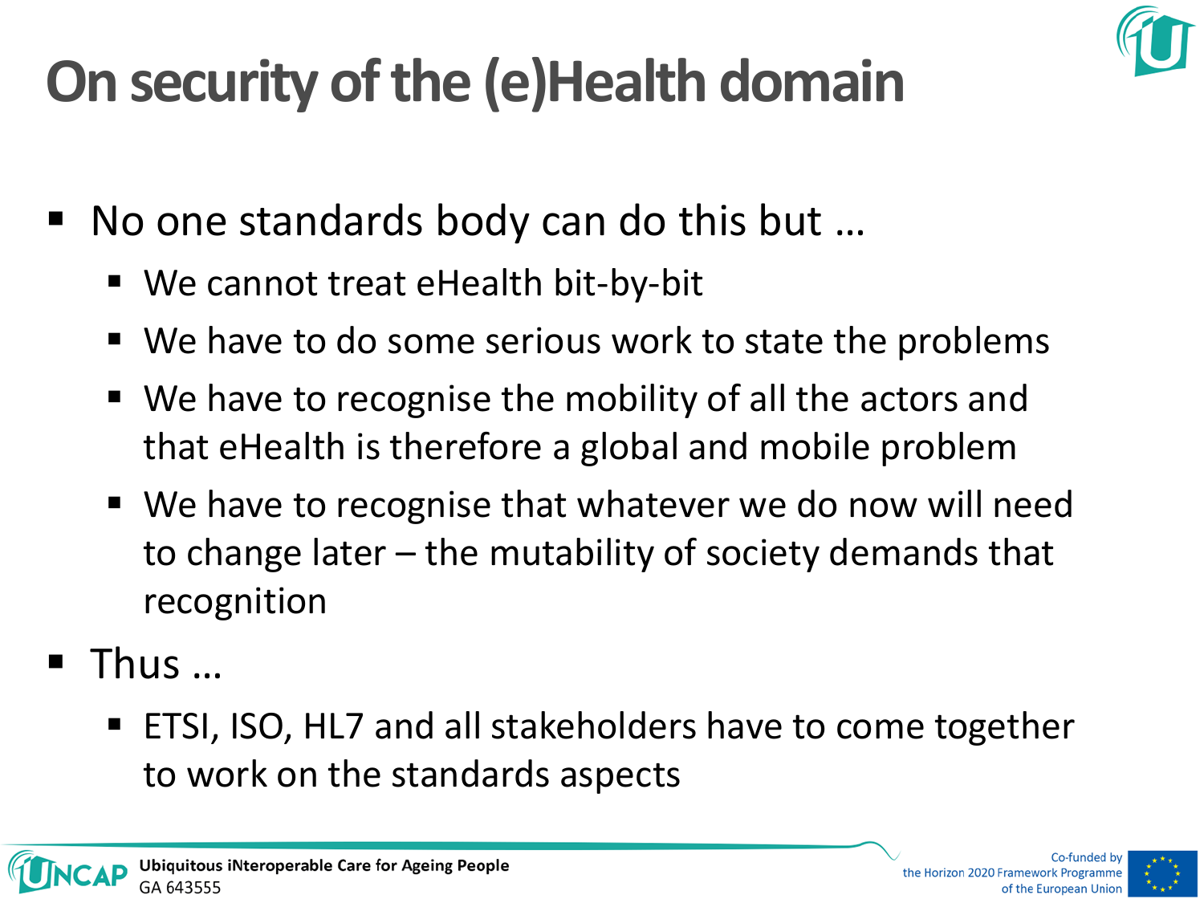# On security of the (e)Health domain

- No one standards body can do this but …
  - We cannot treat eHealth bit-by-bit
  - We have to do some serious work to state the problems
  - We have to recognise the mobility of all the actors and that eHealth is therefore a global and mobile problem
  - We have to recognise that whatever we do now will need to change later – the mutability of society demands that recognition
- Thus …
  - ETSI, ISO, HL7 and all stakeholders have to come together to work on the standards aspects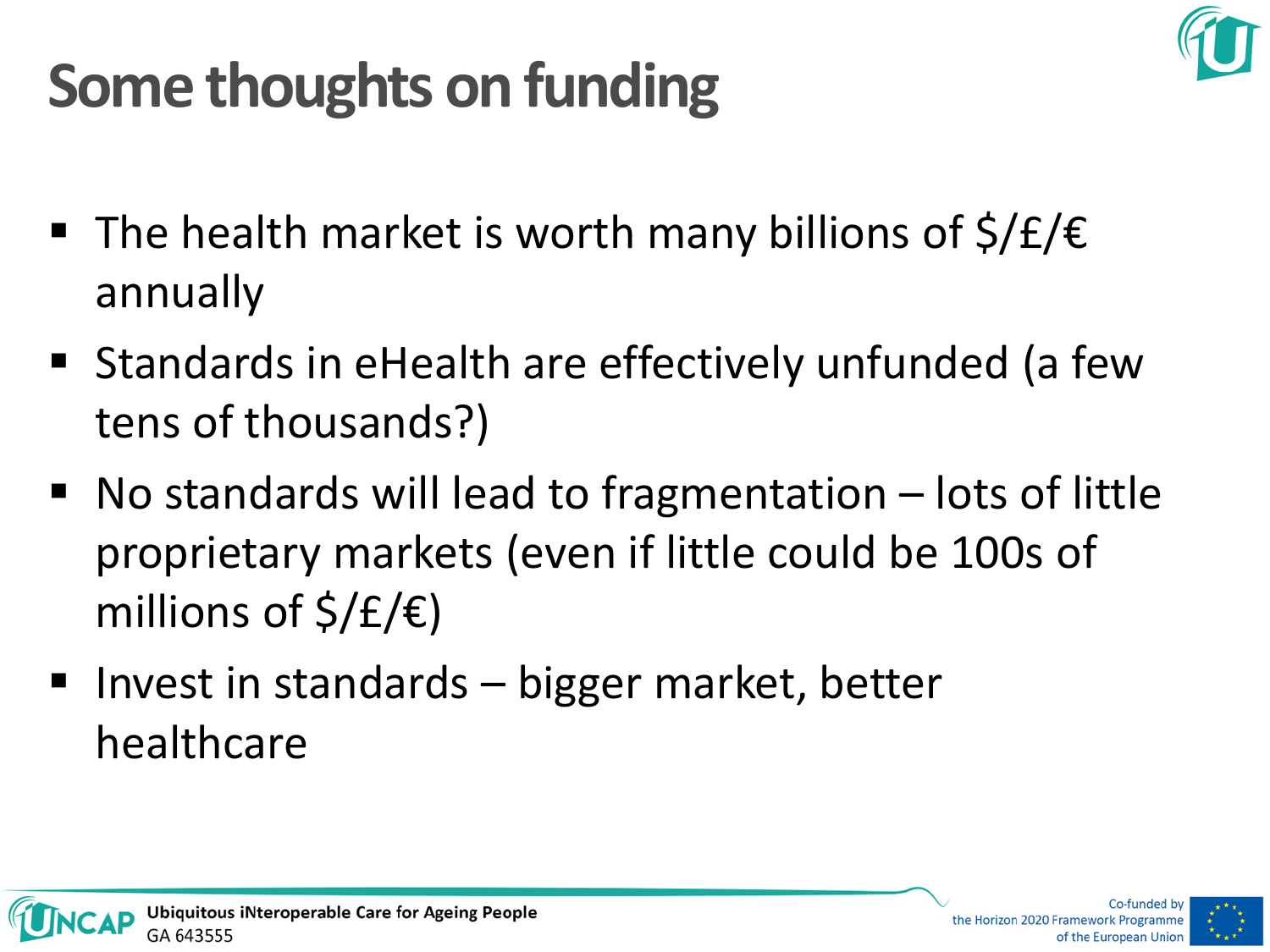# Some thoughts on funding

- The health market is worth many billions of $/£/€ annually
- Standards in eHealth are effectively unfunded (a few tens of thousands?)
- No standards will lead to fragmentation – lots of little proprietary markets (even if little could be 100s of millions of $/£/€)
- Invest in standards – bigger market, better healthcare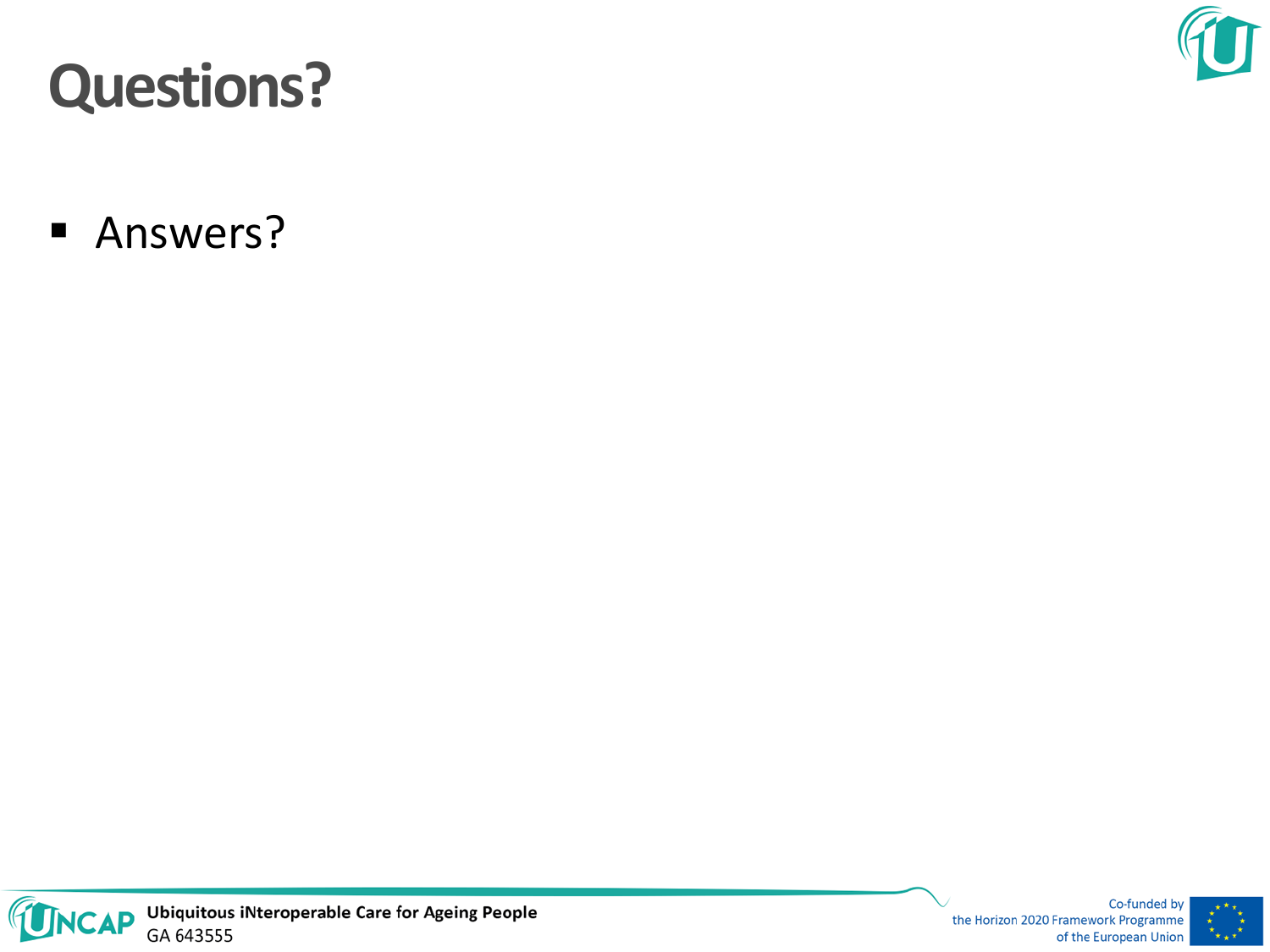# Questions?

- Answers?